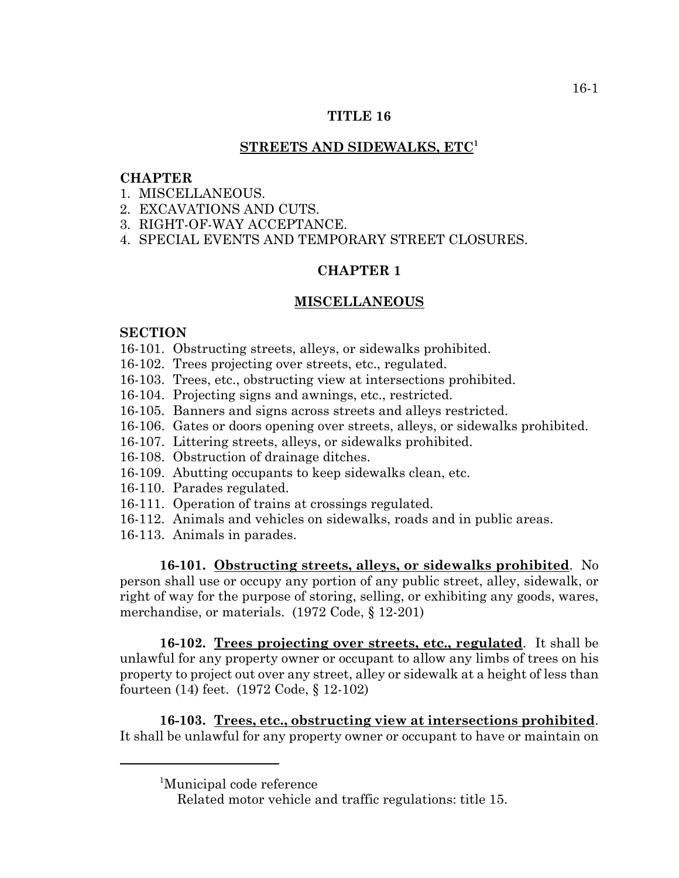# TITLE 16

## STREETS AND SIDEWALKS, ETC[1]

**CHAPTER**

1. MISCELLANEOUS.
2. EXCAVATIONS AND CUTS.
3. RIGHT-OF-WAY ACCEPTANCE.
4. SPECIAL EVENTS AND TEMPORARY STREET CLOSURES.

## CHAPTER 1

## MISCELLANEOUS

**SECTION**

16-101. Obstructing streets, alleys, or sidewalks prohibited.
16-102. Trees projecting over streets, etc., regulated.
16-103. Trees, etc., obstructing view at intersections prohibited.
16-104. Projecting signs and awnings, etc., restricted.
16-105. Banners and signs across streets and alleys restricted.
16-106. Gates or doors opening over streets, alleys, or sidewalks prohibited.
16-107. Littering streets, alleys, or sidewalks prohibited.
16-108. Obstruction of drainage ditches.
16-109. Abutting occupants to keep sidewalks clean, etc.
16-110. Parades regulated.
16-111. Operation of trains at crossings regulated.
16-112. Animals and vehicles on sidewalks, roads and in public areas.
16-113. Animals in parades.

**16-101. Obstructing streets, alleys, or sidewalks prohibited**. No person shall use or occupy any portion of any public street, alley, sidewalk, or right of way for the purpose of storing, selling, or exhibiting any goods, wares, merchandise, or materials. (1972 Code, § 12-201)

**16-102. Trees projecting over streets, etc., regulated**. It shall be unlawful for any property owner or occupant to allow any limbs of trees on his property to project out over any street, alley or sidewalk at a height of less than fourteen (14) feet. (1972 Code, § 12-102)

**16-103. Trees, etc., obstructing view at intersections prohibited**. It shall be unlawful for any property owner or occupant to have or maintain on

---

[1]Municipal code reference
Related motor vehicle and traffic regulations: title 15.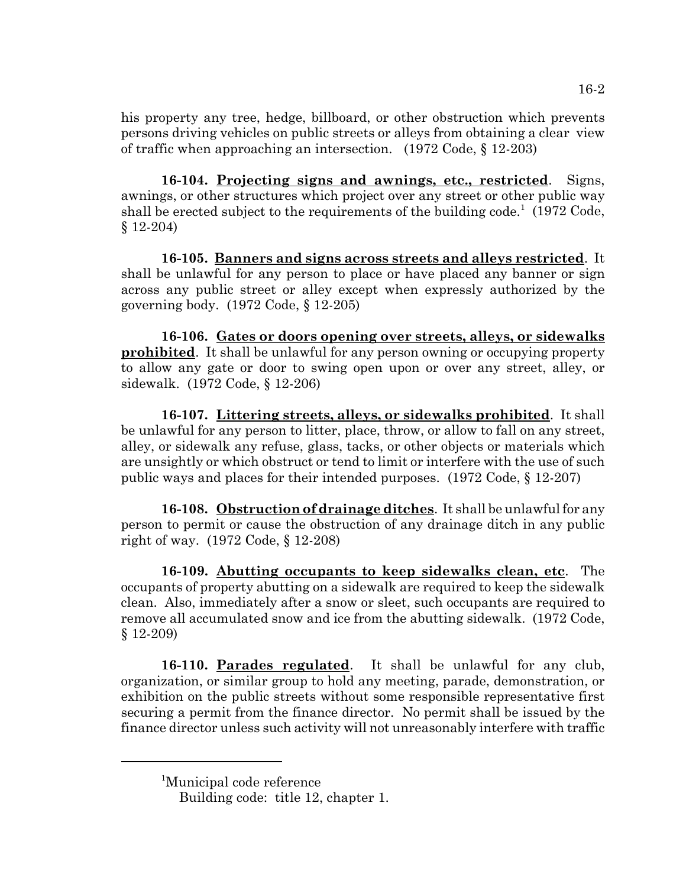his property any tree, hedge, billboard, or other obstruction which prevents persons driving vehicles on public streets or alleys from obtaining a clear view of traffic when approaching an intersection. (1972 Code, § 12-203)

**16-104. Projecting signs and awnings, etc., restricted**. Signs, awnings, or other structures which project over any street or other public way shall be erected subject to the requirements of the building code.[1] (1972 Code, § 12-204)

**16-105. Banners and signs across streets and alleys restricted**. It shall be unlawful for any person to place or have placed any banner or sign across any public street or alley except when expressly authorized by the governing body. (1972 Code, § 12-205)

**16-106. Gates or doors opening over streets, alleys, or sidewalks prohibited**. It shall be unlawful for any person owning or occupying property to allow any gate or door to swing open upon or over any street, alley, or sidewalk. (1972 Code, § 12-206)

**16-107. Littering streets, alleys, or sidewalks prohibited**. It shall be unlawful for any person to litter, place, throw, or allow to fall on any street, alley, or sidewalk any refuse, glass, tacks, or other objects or materials which are unsightly or which obstruct or tend to limit or interfere with the use of such public ways and places for their intended purposes. (1972 Code, § 12-207)

**16-108. Obstruction of drainage ditches**. It shall be unlawful for any person to permit or cause the obstruction of any drainage ditch in any public right of way. (1972 Code, § 12-208)

**16-109. Abutting occupants to keep sidewalks clean, etc**. The occupants of property abutting on a sidewalk are required to keep the sidewalk clean. Also, immediately after a snow or sleet, such occupants are required to remove all accumulated snow and ice from the abutting sidewalk. (1972 Code, § 12-209)

**16-110. Parades regulated**. It shall be unlawful for any club, organization, or similar group to hold any meeting, parade, demonstration, or exhibition on the public streets without some responsible representative first securing a permit from the finance director. No permit shall be issued by the finance director unless such activity will not unreasonably interfere with traffic

---

[1]Municipal code reference
Building code: title 12, chapter 1.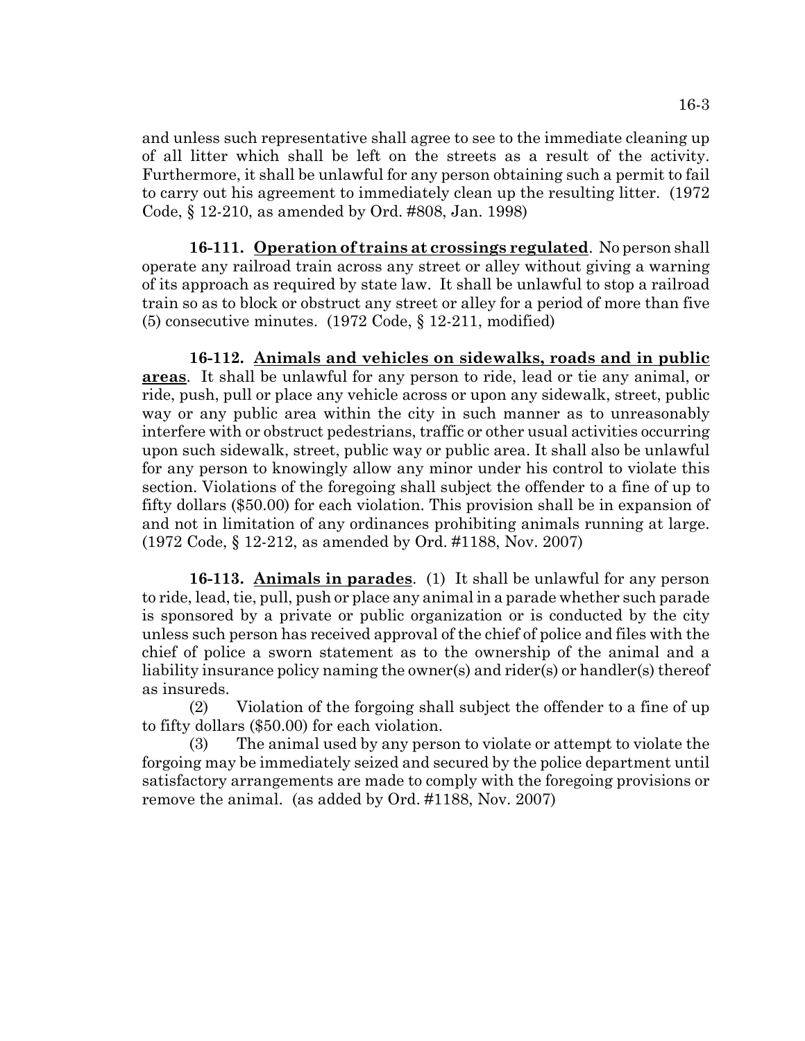and unless such representative shall agree to see to the immediate cleaning up of all litter which shall be left on the streets as a result of the activity. Furthermore, it shall be unlawful for any person obtaining such a permit to fail to carry out his agreement to immediately clean up the resulting litter. (1972 Code, § 12-210, as amended by Ord. #808, Jan. 1998)

**16-111. Operation of trains at crossings regulated**. No person shall operate any railroad train across any street or alley without giving a warning of its approach as required by state law. It shall be unlawful to stop a railroad train so as to block or obstruct any street or alley for a period of more than five (5) consecutive minutes. (1972 Code, § 12-211, modified)

**16-112. Animals and vehicles on sidewalks, roads and in public areas**. It shall be unlawful for any person to ride, lead or tie any animal, or ride, push, pull or place any vehicle across or upon any sidewalk, street, public way or any public area within the city in such manner as to unreasonably interfere with or obstruct pedestrians, traffic or other usual activities occurring upon such sidewalk, street, public way or public area. It shall also be unlawful for any person to knowingly allow any minor under his control to violate this section. Violations of the foregoing shall subject the offender to a fine of up to fifty dollars ($50.00) for each violation. This provision shall be in expansion of and not in limitation of any ordinances prohibiting animals running at large. (1972 Code, § 12-212, as amended by Ord. #1188, Nov. 2007)

**16-113. Animals in parades**. (1) It shall be unlawful for any person to ride, lead, tie, pull, push or place any animal in a parade whether such parade is sponsored by a private or public organization or is conducted by the city unless such person has received approval of the chief of police and files with the chief of police a sworn statement as to the ownership of the animal and a liability insurance policy naming the owner(s) and rider(s) or handler(s) thereof as insureds.

(2) Violation of the forgoing shall subject the offender to a fine of up to fifty dollars ($50.00) for each violation.

(3) The animal used by any person to violate or attempt to violate the forgoing may be immediately seized and secured by the police department until satisfactory arrangements are made to comply with the foregoing provisions or remove the animal. (as added by Ord. #1188, Nov. 2007)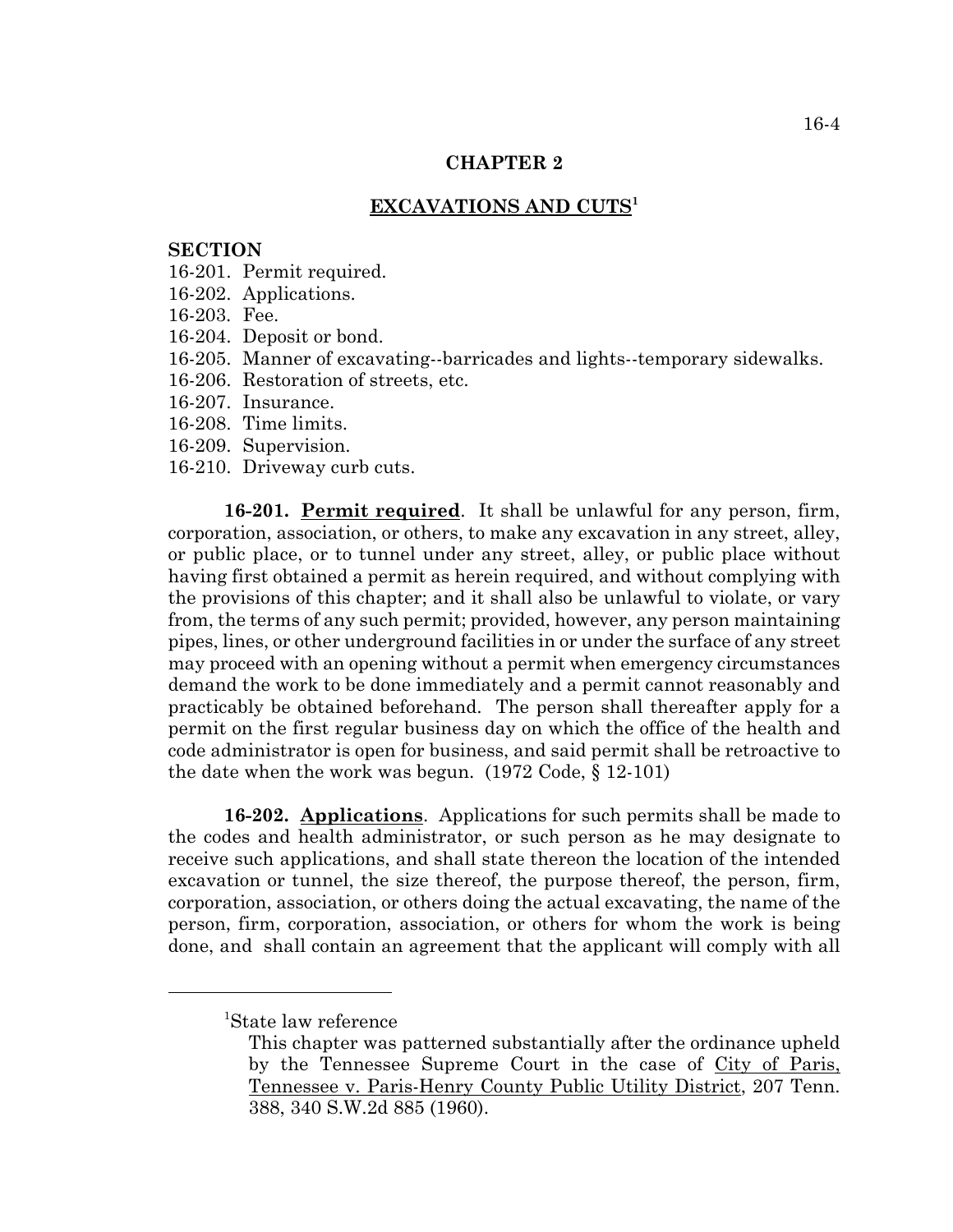## CHAPTER 2

## EXCAVATIONS AND CUTS[1]

**SECTION**
16-201. Permit required.
16-202. Applications.
16-203. Fee.
16-204. Deposit or bond.
16-205. Manner of excavating--barricades and lights--temporary sidewalks.
16-206. Restoration of streets, etc.
16-207. Insurance.
16-208. Time limits.
16-209. Supervision.
16-210. Driveway curb cuts.

**16-201. Permit required**. It shall be unlawful for any person, firm, corporation, association, or others, to make any excavation in any street, alley, or public place, or to tunnel under any street, alley, or public place without having first obtained a permit as herein required, and without complying with the provisions of this chapter; and it shall also be unlawful to violate, or vary from, the terms of any such permit; provided, however, any person maintaining pipes, lines, or other underground facilities in or under the surface of any street may proceed with an opening without a permit when emergency circumstances demand the work to be done immediately and a permit cannot reasonably and practicably be obtained beforehand. The person shall thereafter apply for a permit on the first regular business day on which the office of the health and code administrator is open for business, and said permit shall be retroactive to the date when the work was begun. (1972 Code, § 12-101)

**16-202. Applications**. Applications for such permits shall be made to the codes and health administrator, or such person as he may designate to receive such applications, and shall state thereon the location of the intended excavation or tunnel, the size thereof, the purpose thereof, the person, firm, corporation, association, or others doing the actual excavating, the name of the person, firm, corporation, association, or others for whom the work is being done, and shall contain an agreement that the applicant will comply with all

---

[1]State law reference

This chapter was patterned substantially after the ordinance upheld by the Tennessee Supreme Court in the case of City of Paris, Tennessee v. Paris-Henry County Public Utility District, 207 Tenn. 388, 340 S.W.2d 885 (1960).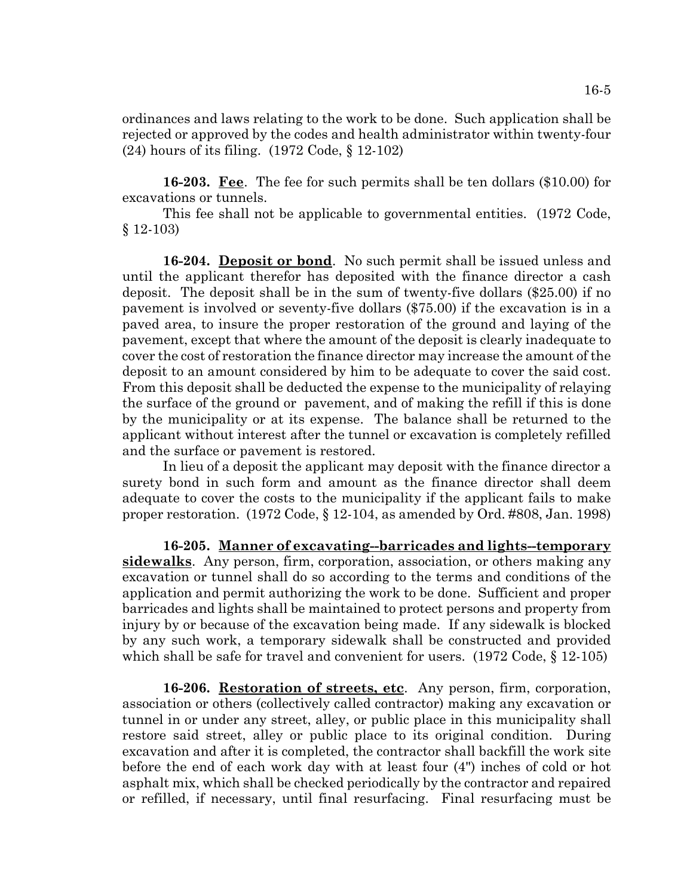ordinances and laws relating to the work to be done. Such application shall be rejected or approved by the codes and health administrator within twenty-four (24) hours of its filing. (1972 Code, § 12-102)

**16-203. Fee**. The fee for such permits shall be ten dollars ($10.00) for excavations or tunnels.

This fee shall not be applicable to governmental entities. (1972 Code, § 12-103)

**16-204. Deposit or bond**. No such permit shall be issued unless and until the applicant therefor has deposited with the finance director a cash deposit. The deposit shall be in the sum of twenty-five dollars ($25.00) if no pavement is involved or seventy-five dollars ($75.00) if the excavation is in a paved area, to insure the proper restoration of the ground and laying of the pavement, except that where the amount of the deposit is clearly inadequate to cover the cost of restoration the finance director may increase the amount of the deposit to an amount considered by him to be adequate to cover the said cost. From this deposit shall be deducted the expense to the municipality of relaying the surface of the ground or pavement, and of making the refill if this is done by the municipality or at its expense. The balance shall be returned to the applicant without interest after the tunnel or excavation is completely refilled and the surface or pavement is restored.

In lieu of a deposit the applicant may deposit with the finance director a surety bond in such form and amount as the finance director shall deem adequate to cover the costs to the municipality if the applicant fails to make proper restoration. (1972 Code, § 12-104, as amended by Ord. #808, Jan. 1998)

**16-205. Manner of excavating--barricades and lights--temporary sidewalks**. Any person, firm, corporation, association, or others making any excavation or tunnel shall do so according to the terms and conditions of the application and permit authorizing the work to be done. Sufficient and proper barricades and lights shall be maintained to protect persons and property from injury by or because of the excavation being made. If any sidewalk is blocked by any such work, a temporary sidewalk shall be constructed and provided which shall be safe for travel and convenient for users. (1972 Code, § 12-105)

**16-206. Restoration of streets, etc**. Any person, firm, corporation, association or others (collectively called contractor) making any excavation or tunnel in or under any street, alley, or public place in this municipality shall restore said street, alley or public place to its original condition. During excavation and after it is completed, the contractor shall backfill the work site before the end of each work day with at least four (4") inches of cold or hot asphalt mix, which shall be checked periodically by the contractor and repaired or refilled, if necessary, until final resurfacing. Final resurfacing must be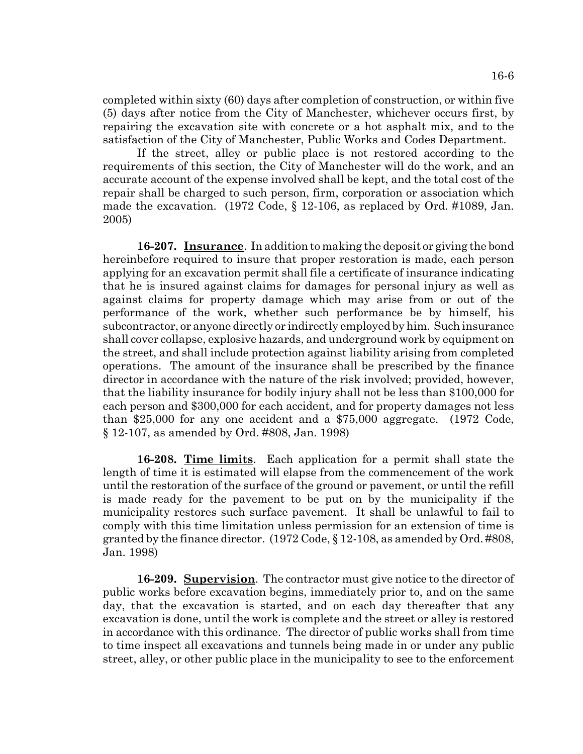completed within sixty (60) days after completion of construction, or within five (5) days after notice from the City of Manchester, whichever occurs first, by repairing the excavation site with concrete or a hot asphalt mix, and to the satisfaction of the City of Manchester, Public Works and Codes Department.

If the street, alley or public place is not restored according to the requirements of this section, the City of Manchester will do the work, and an accurate account of the expense involved shall be kept, and the total cost of the repair shall be charged to such person, firm, corporation or association which made the excavation. (1972 Code, § 12-106, as replaced by Ord. #1089, Jan. 2005)

**16-207. Insurance**. In addition to making the deposit or giving the bond hereinbefore required to insure that proper restoration is made, each person applying for an excavation permit shall file a certificate of insurance indicating that he is insured against claims for damages for personal injury as well as against claims for property damage which may arise from or out of the performance of the work, whether such performance be by himself, his subcontractor, or anyone directly or indirectly employed by him. Such insurance shall cover collapse, explosive hazards, and underground work by equipment on the street, and shall include protection against liability arising from completed operations. The amount of the insurance shall be prescribed by the finance director in accordance with the nature of the risk involved; provided, however, that the liability insurance for bodily injury shall not be less than $100,000 for each person and $300,000 for each accident, and for property damages not less than $25,000 for any one accident and a $75,000 aggregate. (1972 Code, § 12-107, as amended by Ord. #808, Jan. 1998)

**16-208. Time limits**. Each application for a permit shall state the length of time it is estimated will elapse from the commencement of the work until the restoration of the surface of the ground or pavement, or until the refill is made ready for the pavement to be put on by the municipality if the municipality restores such surface pavement. It shall be unlawful to fail to comply with this time limitation unless permission for an extension of time is granted by the finance director. (1972 Code, § 12-108, as amended by Ord. #808, Jan. 1998)

**16-209. Supervision**. The contractor must give notice to the director of public works before excavation begins, immediately prior to, and on the same day, that the excavation is started, and on each day thereafter that any excavation is done, until the work is complete and the street or alley is restored in accordance with this ordinance. The director of public works shall from time to time inspect all excavations and tunnels being made in or under any public street, alley, or other public place in the municipality to see to the enforcement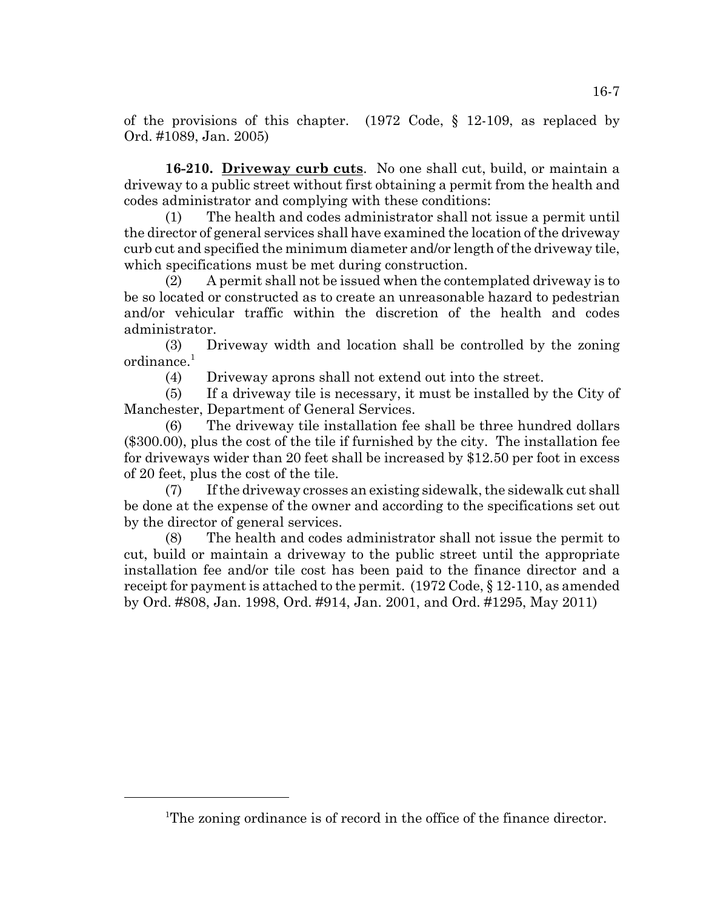of the provisions of this chapter. (1972 Code, § 12-109, as replaced by Ord. #1089, Jan. 2005)

**16-210. Driveway curb cuts**. No one shall cut, build, or maintain a driveway to a public street without first obtaining a permit from the health and codes administrator and complying with these conditions:

(1) The health and codes administrator shall not issue a permit until the director of general services shall have examined the location of the driveway curb cut and specified the minimum diameter and/or length of the driveway tile, which specifications must be met during construction.

(2) A permit shall not be issued when the contemplated driveway is to be so located or constructed as to create an unreasonable hazard to pedestrian and/or vehicular traffic within the discretion of the health and codes administrator.

(3) Driveway width and location shall be controlled by the zoning ordinance.[1]

(4) Driveway aprons shall not extend out into the street.

(5) If a driveway tile is necessary, it must be installed by the City of Manchester, Department of General Services.

(6) The driveway tile installation fee shall be three hundred dollars ($300.00), plus the cost of the tile if furnished by the city. The installation fee for driveways wider than 20 feet shall be increased by $12.50 per foot in excess of 20 feet, plus the cost of the tile.

(7) If the driveway crosses an existing sidewalk, the sidewalk cut shall be done at the expense of the owner and according to the specifications set out by the director of general services.

(8) The health and codes administrator shall not issue the permit to cut, build or maintain a driveway to the public street until the appropriate installation fee and/or tile cost has been paid to the finance director and a receipt for payment is attached to the permit. (1972 Code, § 12-110, as amended by Ord. #808, Jan. 1998, Ord. #914, Jan. 2001, and Ord. #1295, May 2011)

---

[1]The zoning ordinance is of record in the office of the finance director.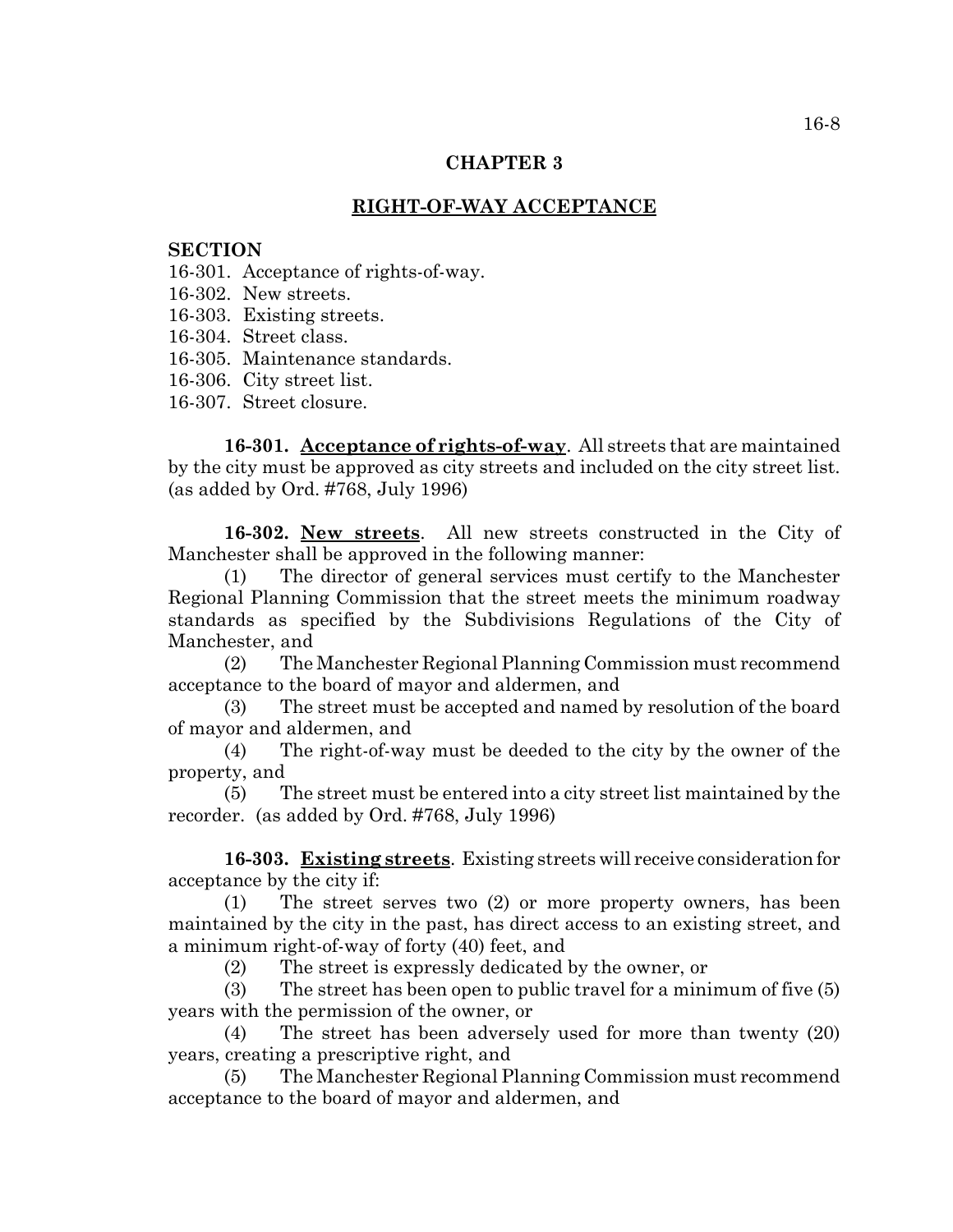# CHAPTER 3

## RIGHT-OF-WAY ACCEPTANCE

**SECTION**

16-301. Acceptance of rights-of-way.
16-302. New streets.
16-303. Existing streets.
16-304. Street class.
16-305. Maintenance standards.
16-306. City street list.
16-307. Street closure.

**16-301. Acceptance of rights-of-way**. All streets that are maintained by the city must be approved as city streets and included on the city street list. (as added by Ord. #768, July 1996)

**16-302. New streets**. All new streets constructed in the City of Manchester shall be approved in the following manner:

(1) The director of general services must certify to the Manchester Regional Planning Commission that the street meets the minimum roadway standards as specified by the Subdivisions Regulations of the City of Manchester, and

(2) The Manchester Regional Planning Commission must recommend acceptance to the board of mayor and aldermen, and

(3) The street must be accepted and named by resolution of the board of mayor and aldermen, and

(4) The right-of-way must be deeded to the city by the owner of the property, and

(5) The street must be entered into a city street list maintained by the recorder. (as added by Ord. #768, July 1996)

**16-303. Existing streets**. Existing streets will receive consideration for acceptance by the city if:

(1) The street serves two (2) or more property owners, has been maintained by the city in the past, has direct access to an existing street, and a minimum right-of-way of forty (40) feet, and

(2) The street is expressly dedicated by the owner, or

(3) The street has been open to public travel for a minimum of five (5) years with the permission of the owner, or

(4) The street has been adversely used for more than twenty (20) years, creating a prescriptive right, and

(5) The Manchester Regional Planning Commission must recommend acceptance to the board of mayor and aldermen, and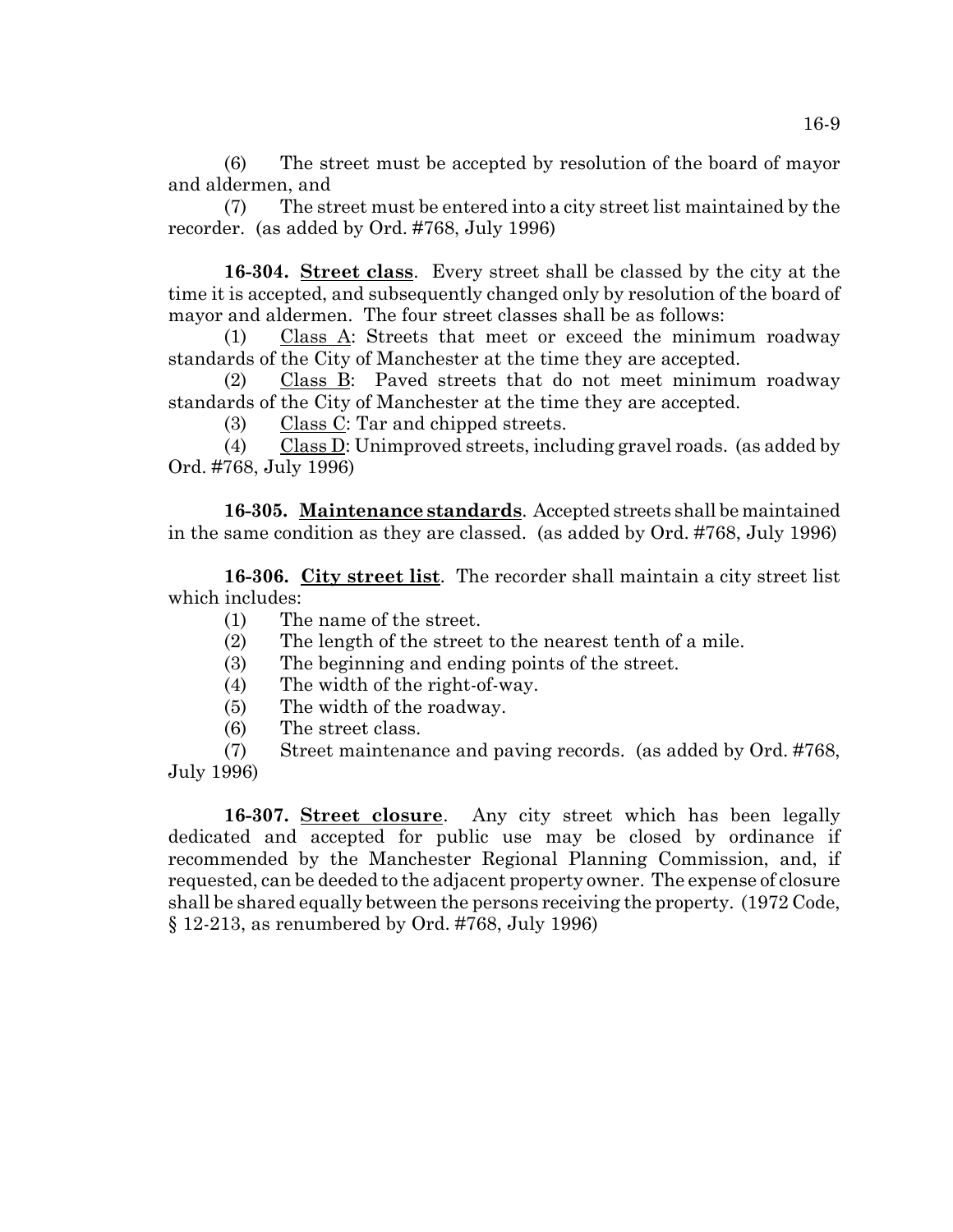(6) The street must be accepted by resolution of the board of mayor and aldermen, and

(7) The street must be entered into a city street list maintained by the recorder. (as added by Ord. #768, July 1996)

**16-304. Street class**. Every street shall be classed by the city at the time it is accepted, and subsequently changed only by resolution of the board of mayor and aldermen. The four street classes shall be as follows:

(1) Class A: Streets that meet or exceed the minimum roadway standards of the City of Manchester at the time they are accepted.

(2) Class B: Paved streets that do not meet minimum roadway standards of the City of Manchester at the time they are accepted.

(3) Class C: Tar and chipped streets.

(4) Class D: Unimproved streets, including gravel roads. (as added by Ord. #768, July 1996)

**16-305. Maintenance standards**. Accepted streets shall be maintained in the same condition as they are classed. (as added by Ord. #768, July 1996)

**16-306. City street list**. The recorder shall maintain a city street list which includes:

(1) The name of the street.

(2) The length of the street to the nearest tenth of a mile.

(3) The beginning and ending points of the street.

(4) The width of the right-of-way.

(5) The width of the roadway.

(6) The street class.

(7) Street maintenance and paving records. (as added by Ord. #768, July 1996)

**16-307. Street closure**. Any city street which has been legally dedicated and accepted for public use may be closed by ordinance if recommended by the Manchester Regional Planning Commission, and, if requested, can be deeded to the adjacent property owner. The expense of closure shall be shared equally between the persons receiving the property. (1972 Code, § 12-213, as renumbered by Ord. #768, July 1996)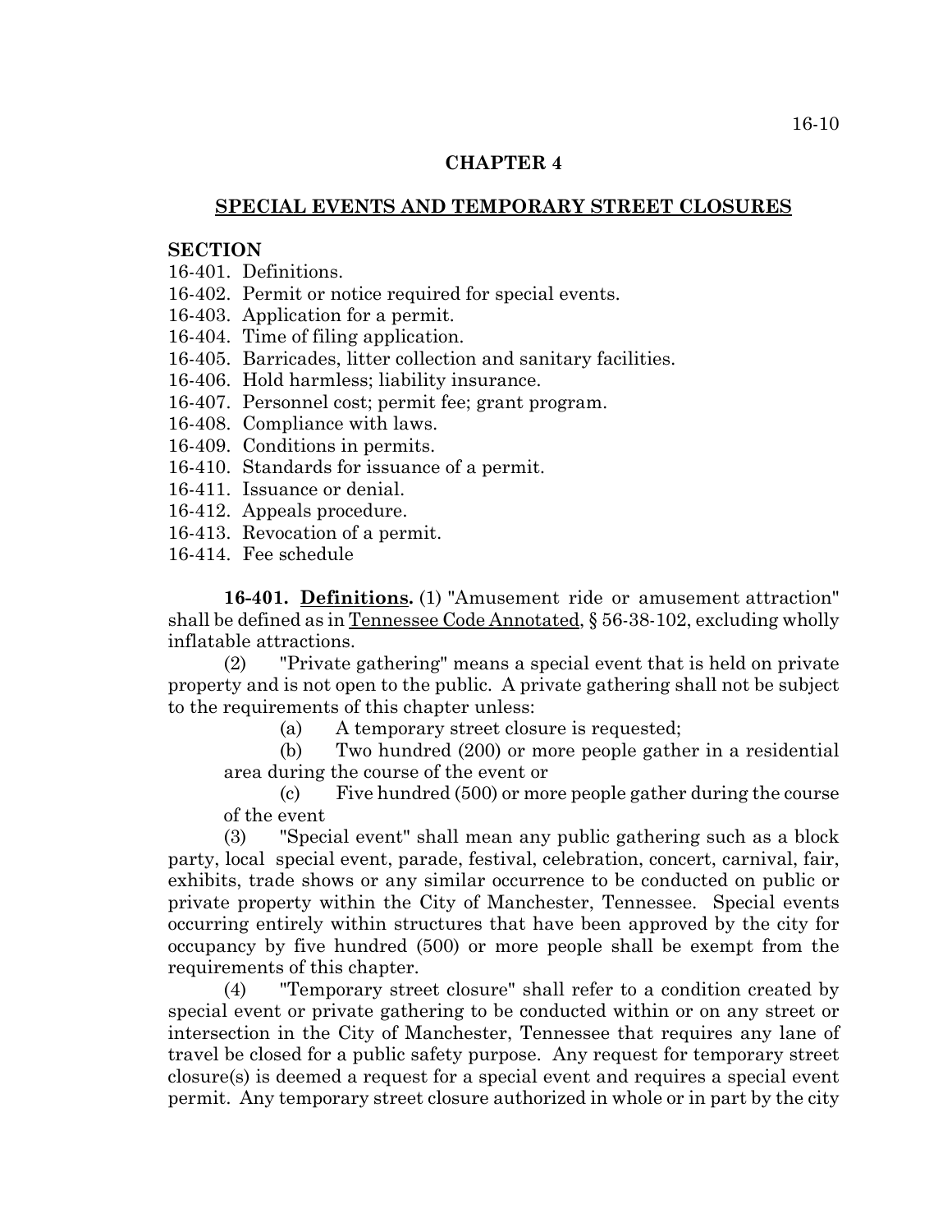## CHAPTER 4

## SPECIAL EVENTS AND TEMPORARY STREET CLOSURES

**SECTION**

16-401. Definitions.
16-402. Permit or notice required for special events.
16-403. Application for a permit.
16-404. Time of filing application.
16-405. Barricades, litter collection and sanitary facilities.
16-406. Hold harmless; liability insurance.
16-407. Personnel cost; permit fee; grant program.
16-408. Compliance with laws.
16-409. Conditions in permits.
16-410. Standards for issuance of a permit.
16-411. Issuance or denial.
16-412. Appeals procedure.
16-413. Revocation of a permit.
16-414. Fee schedule

**16-401. Definitions.** (1) "Amusement ride or amusement attraction" shall be defined as in Tennessee Code Annotated, § 56-38-102, excluding wholly inflatable attractions.

(2) "Private gathering" means a special event that is held on private property and is not open to the public. A private gathering shall not be subject to the requirements of this chapter unless:

(a) A temporary street closure is requested;

(b) Two hundred (200) or more people gather in a residential area during the course of the event or

(c) Five hundred (500) or more people gather during the course of the event

(3) "Special event" shall mean any public gathering such as a block party, local special event, parade, festival, celebration, concert, carnival, fair, exhibits, trade shows or any similar occurrence to be conducted on public or private property within the City of Manchester, Tennessee. Special events occurring entirely within structures that have been approved by the city for occupancy by five hundred (500) or more people shall be exempt from the requirements of this chapter.

(4) "Temporary street closure" shall refer to a condition created by special event or private gathering to be conducted within or on any street or intersection in the City of Manchester, Tennessee that requires any lane of travel be closed for a public safety purpose. Any request for temporary street closure(s) is deemed a request for a special event and requires a special event permit. Any temporary street closure authorized in whole or in part by the city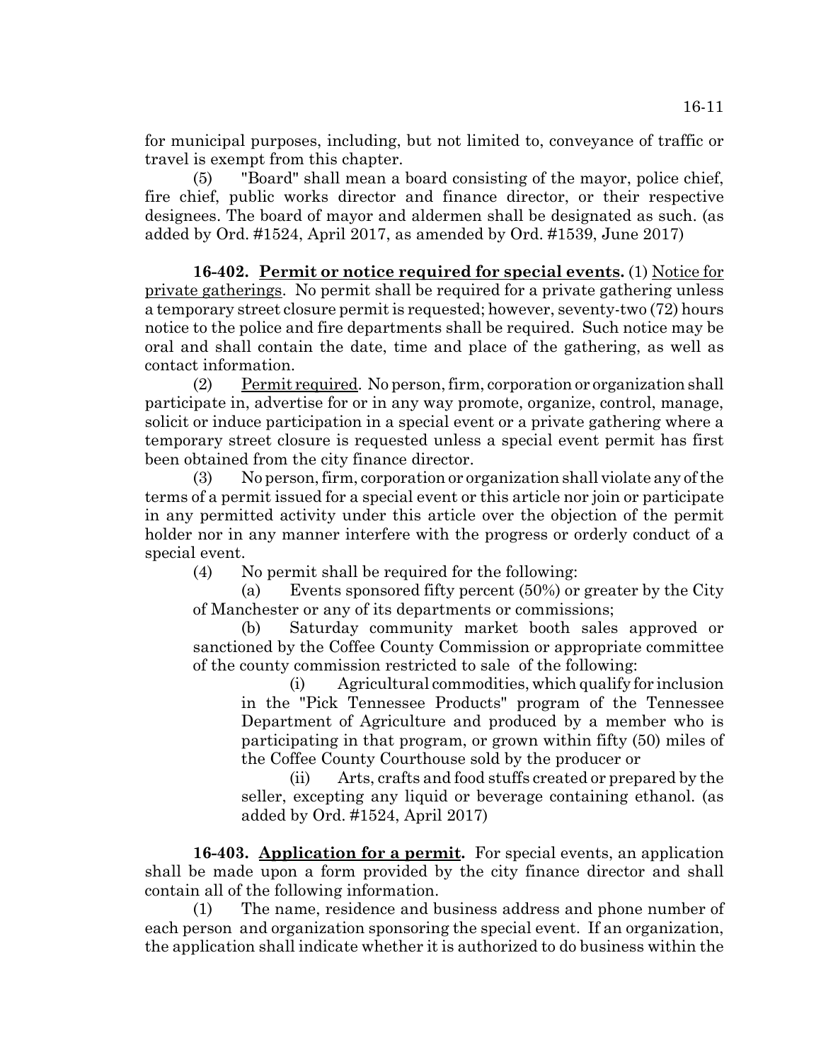for municipal purposes, including, but not limited to, conveyance of traffic or travel is exempt from this chapter.

(5) "Board" shall mean a board consisting of the mayor, police chief, fire chief, public works director and finance director, or their respective designees. The board of mayor and aldermen shall be designated as such. (as added by Ord. #1524, April 2017, as amended by Ord. #1539, June 2017)

**16-402. Permit or notice required for special events.** (1) Notice for private gatherings. No permit shall be required for a private gathering unless a temporary street closure permit is requested; however, seventy-two (72) hours notice to the police and fire departments shall be required. Such notice may be oral and shall contain the date, time and place of the gathering, as well as contact information.

(2) Permit required. No person, firm, corporation or organization shall participate in, advertise for or in any way promote, organize, control, manage, solicit or induce participation in a special event or a private gathering where a temporary street closure is requested unless a special event permit has first been obtained from the city finance director.

(3) No person, firm, corporation or organization shall violate any of the terms of a permit issued for a special event or this article nor join or participate in any permitted activity under this article over the objection of the permit holder nor in any manner interfere with the progress or orderly conduct of a special event.

(4) No permit shall be required for the following:

(a) Events sponsored fifty percent (50%) or greater by the City of Manchester or any of its departments or commissions;

(b) Saturday community market booth sales approved or sanctioned by the Coffee County Commission or appropriate committee of the county commission restricted to sale of the following:

(i) Agricultural commodities, which qualify for inclusion in the "Pick Tennessee Products" program of the Tennessee Department of Agriculture and produced by a member who is participating in that program, or grown within fifty (50) miles of the Coffee County Courthouse sold by the producer or

(ii) Arts, crafts and food stuffs created or prepared by the seller, excepting any liquid or beverage containing ethanol. (as added by Ord. #1524, April 2017)

**16-403. Application for a permit.** For special events, an application shall be made upon a form provided by the city finance director and shall contain all of the following information.

(1) The name, residence and business address and phone number of each person and organization sponsoring the special event. If an organization, the application shall indicate whether it is authorized to do business within the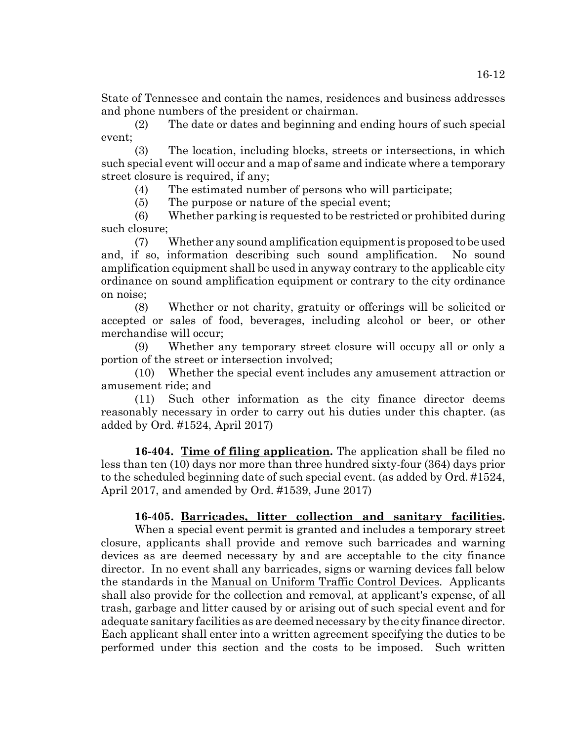State of Tennessee and contain the names, residences and business addresses and phone numbers of the president or chairman.

(2) The date or dates and beginning and ending hours of such special event;

(3) The location, including blocks, streets or intersections, in which such special event will occur and a map of same and indicate where a temporary street closure is required, if any;

(4) The estimated number of persons who will participate;

(5) The purpose or nature of the special event;

(6) Whether parking is requested to be restricted or prohibited during such closure;

(7) Whether any sound amplification equipment is proposed to be used and, if so, information describing such sound amplification. No sound amplification equipment shall be used in anyway contrary to the applicable city ordinance on sound amplification equipment or contrary to the city ordinance on noise;

(8) Whether or not charity, gratuity or offerings will be solicited or accepted or sales of food, beverages, including alcohol or beer, or other merchandise will occur;

(9) Whether any temporary street closure will occupy all or only a portion of the street or intersection involved;

(10) Whether the special event includes any amusement attraction or amusement ride; and

(11) Such other information as the city finance director deems reasonably necessary in order to carry out his duties under this chapter. (as added by Ord. #1524, April 2017)

**16-404. Time of filing application.** The application shall be filed no less than ten (10) days nor more than three hundred sixty-four (364) days prior to the scheduled beginning date of such special event. (as added by Ord. #1524, April 2017, and amended by Ord. #1539, June 2017)

**16-405. Barricades, litter collection and sanitary facilities.** When a special event permit is granted and includes a temporary street closure, applicants shall provide and remove such barricades and warning devices as are deemed necessary by and are acceptable to the city finance director. In no event shall any barricades, signs or warning devices fall below the standards in the Manual on Uniform Traffic Control Devices. Applicants shall also provide for the collection and removal, at applicant's expense, of all trash, garbage and litter caused by or arising out of such special event and for adequate sanitary facilities as are deemed necessary by the city finance director. Each applicant shall enter into a written agreement specifying the duties to be performed under this section and the costs to be imposed. Such written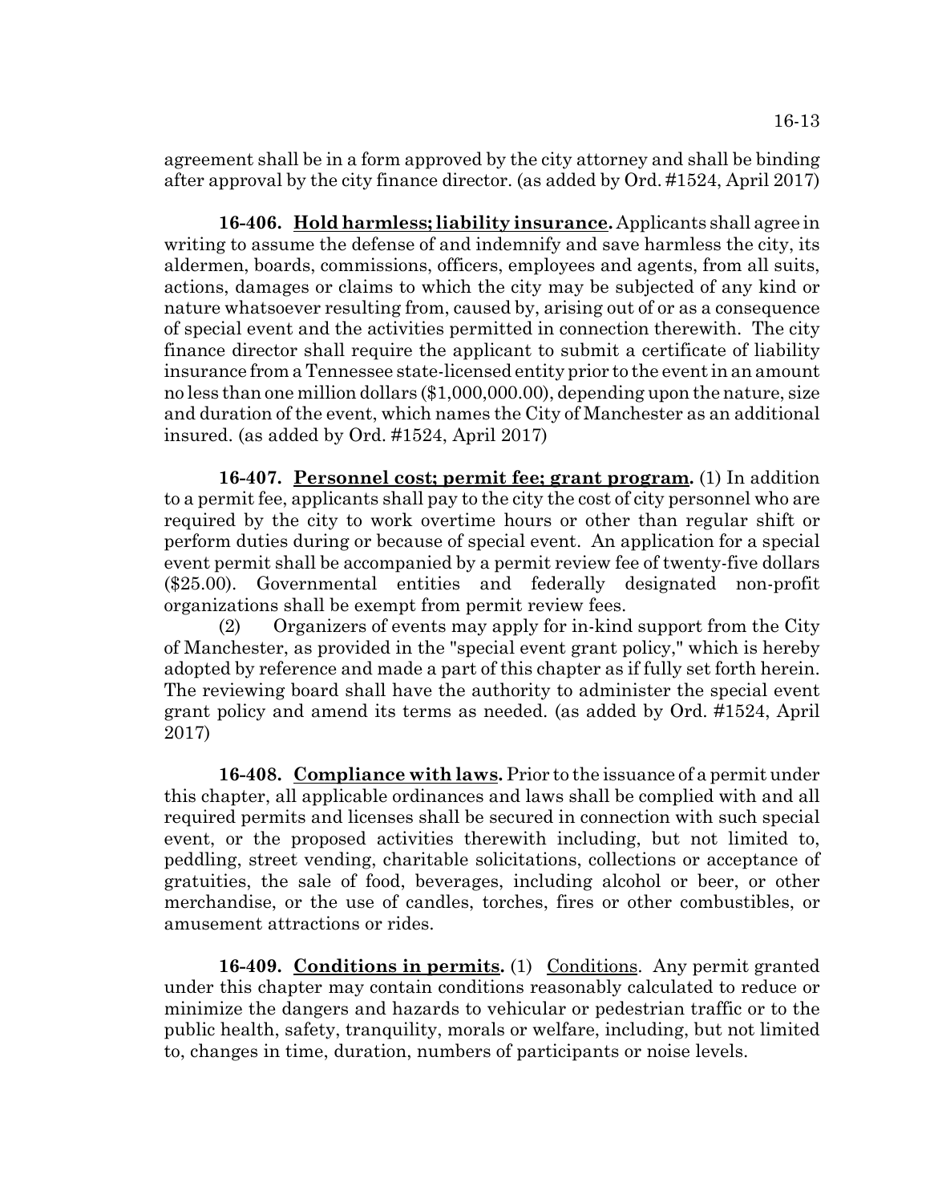agreement shall be in a form approved by the city attorney and shall be binding after approval by the city finance director. (as added by Ord. #1524, April 2017)

**16-406. Hold harmless; liability insurance.** Applicants shall agree in writing to assume the defense of and indemnify and save harmless the city, its aldermen, boards, commissions, officers, employees and agents, from all suits, actions, damages or claims to which the city may be subjected of any kind or nature whatsoever resulting from, caused by, arising out of or as a consequence of special event and the activities permitted in connection therewith. The city finance director shall require the applicant to submit a certificate of liability insurance from a Tennessee state-licensed entity prior to the event in an amount no less than one million dollars ($1,000,000.00), depending upon the nature, size and duration of the event, which names the City of Manchester as an additional insured. (as added by Ord. #1524, April 2017)

**16-407. Personnel cost; permit fee; grant program.** (1) In addition to a permit fee, applicants shall pay to the city the cost of city personnel who are required by the city to work overtime hours or other than regular shift or perform duties during or because of special event. An application for a special event permit shall be accompanied by a permit review fee of twenty-five dollars ($25.00). Governmental entities and federally designated non-profit organizations shall be exempt from permit review fees.

(2) Organizers of events may apply for in-kind support from the City of Manchester, as provided in the "special event grant policy," which is hereby adopted by reference and made a part of this chapter as if fully set forth herein. The reviewing board shall have the authority to administer the special event grant policy and amend its terms as needed. (as added by Ord. #1524, April 2017)

**16-408. Compliance with laws.** Prior to the issuance of a permit under this chapter, all applicable ordinances and laws shall be complied with and all required permits and licenses shall be secured in connection with such special event, or the proposed activities therewith including, but not limited to, peddling, street vending, charitable solicitations, collections or acceptance of gratuities, the sale of food, beverages, including alcohol or beer, or other merchandise, or the use of candles, torches, fires or other combustibles, or amusement attractions or rides.

**16-409. Conditions in permits.** (1) Conditions. Any permit granted under this chapter may contain conditions reasonably calculated to reduce or minimize the dangers and hazards to vehicular or pedestrian traffic or to the public health, safety, tranquility, morals or welfare, including, but not limited to, changes in time, duration, numbers of participants or noise levels.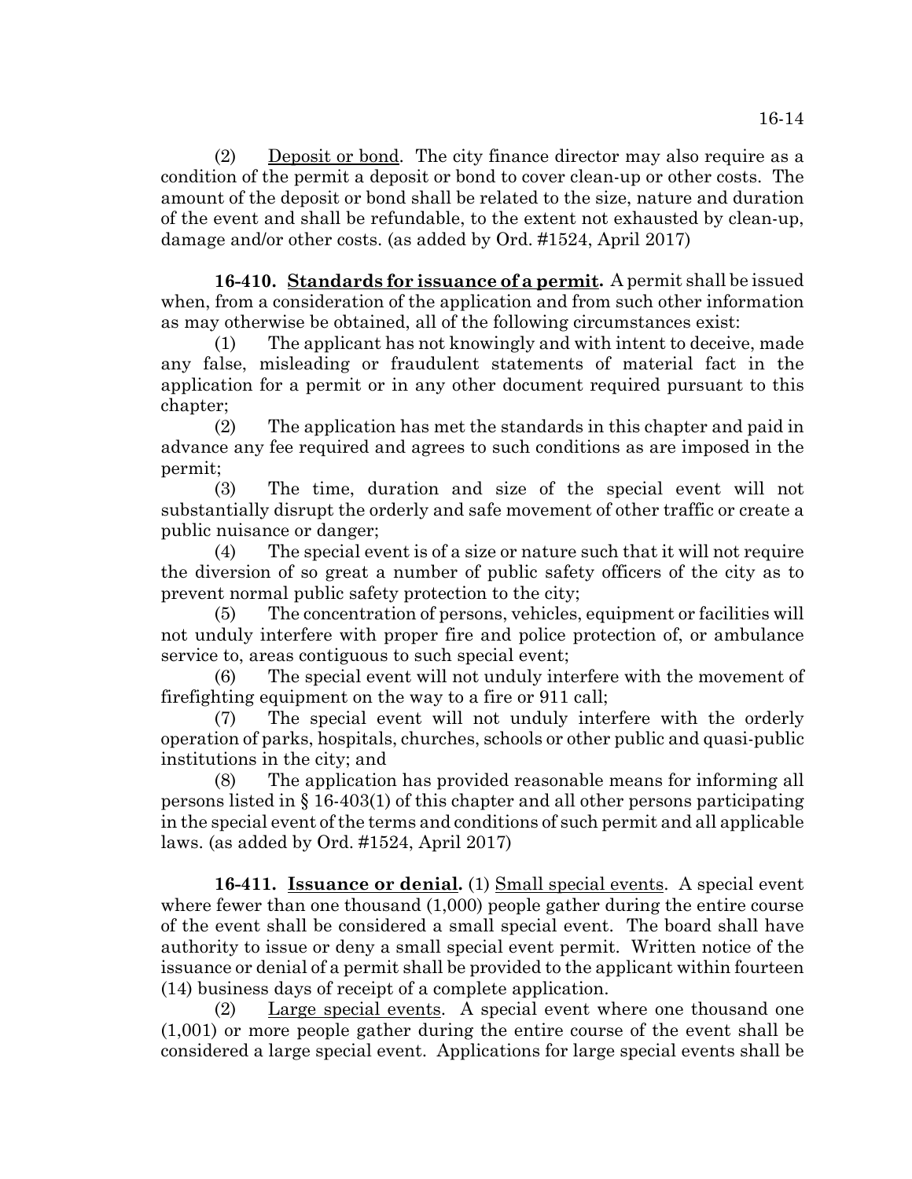(2) Deposit or bond. The city finance director may also require as a condition of the permit a deposit or bond to cover clean-up or other costs. The amount of the deposit or bond shall be related to the size, nature and duration of the event and shall be refundable, to the extent not exhausted by clean-up, damage and/or other costs. (as added by Ord. #1524, April 2017)

**16-410. Standards for issuance of a permit.** A permit shall be issued when, from a consideration of the application and from such other information as may otherwise be obtained, all of the following circumstances exist:

(1) The applicant has not knowingly and with intent to deceive, made any false, misleading or fraudulent statements of material fact in the application for a permit or in any other document required pursuant to this chapter;

(2) The application has met the standards in this chapter and paid in advance any fee required and agrees to such conditions as are imposed in the permit;

(3) The time, duration and size of the special event will not substantially disrupt the orderly and safe movement of other traffic or create a public nuisance or danger;

(4) The special event is of a size or nature such that it will not require the diversion of so great a number of public safety officers of the city as to prevent normal public safety protection to the city;

(5) The concentration of persons, vehicles, equipment or facilities will not unduly interfere with proper fire and police protection of, or ambulance service to, areas contiguous to such special event;

(6) The special event will not unduly interfere with the movement of firefighting equipment on the way to a fire or 911 call;

(7) The special event will not unduly interfere with the orderly operation of parks, hospitals, churches, schools or other public and quasi-public institutions in the city; and

(8) The application has provided reasonable means for informing all persons listed in § 16-403(1) of this chapter and all other persons participating in the special event of the terms and conditions of such permit and all applicable laws. (as added by Ord. #1524, April 2017)

**16-411. Issuance or denial.** (1) Small special events. A special event where fewer than one thousand (1,000) people gather during the entire course of the event shall be considered a small special event. The board shall have authority to issue or deny a small special event permit. Written notice of the issuance or denial of a permit shall be provided to the applicant within fourteen (14) business days of receipt of a complete application.

(2) Large special events. A special event where one thousand one (1,001) or more people gather during the entire course of the event shall be considered a large special event. Applications for large special events shall be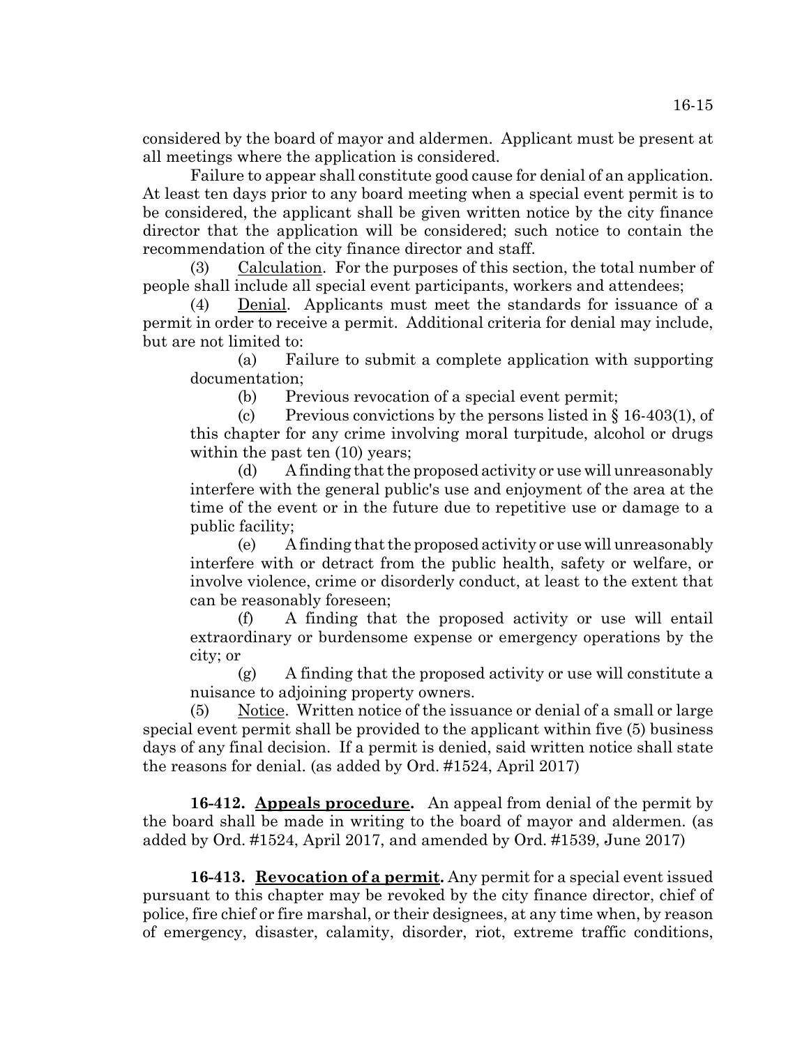considered by the board of mayor and aldermen. Applicant must be present at all meetings where the application is considered.

Failure to appear shall constitute good cause for denial of an application. At least ten days prior to any board meeting when a special event permit is to be considered, the applicant shall be given written notice by the city finance director that the application will be considered; such notice to contain the recommendation of the city finance director and staff.

(3) Calculation. For the purposes of this section, the total number of people shall include all special event participants, workers and attendees;

(4) Denial. Applicants must meet the standards for issuance of a permit in order to receive a permit. Additional criteria for denial may include, but are not limited to:

(a) Failure to submit a complete application with supporting documentation;

(b) Previous revocation of a special event permit;

(c) Previous convictions by the persons listed in § 16-403(1), of this chapter for any crime involving moral turpitude, alcohol or drugs within the past ten (10) years;

(d) A finding that the proposed activity or use will unreasonably interfere with the general public's use and enjoyment of the area at the time of the event or in the future due to repetitive use or damage to a public facility;

(e) A finding that the proposed activity or use will unreasonably interfere with or detract from the public health, safety or welfare, or involve violence, crime or disorderly conduct, at least to the extent that can be reasonably foreseen;

(f) A finding that the proposed activity or use will entail extraordinary or burdensome expense or emergency operations by the city; or

(g) A finding that the proposed activity or use will constitute a nuisance to adjoining property owners.

(5) Notice. Written notice of the issuance or denial of a small or large special event permit shall be provided to the applicant within five (5) business days of any final decision. If a permit is denied, said written notice shall state the reasons for denial. (as added by Ord. #1524, April 2017)

**16-412. Appeals procedure.** An appeal from denial of the permit by the board shall be made in writing to the board of mayor and aldermen. (as added by Ord. #1524, April 2017, and amended by Ord. #1539, June 2017)

**16-413. Revocation of a permit.** Any permit for a special event issued pursuant to this chapter may be revoked by the city finance director, chief of police, fire chief or fire marshal, or their designees, at any time when, by reason of emergency, disaster, calamity, disorder, riot, extreme traffic conditions,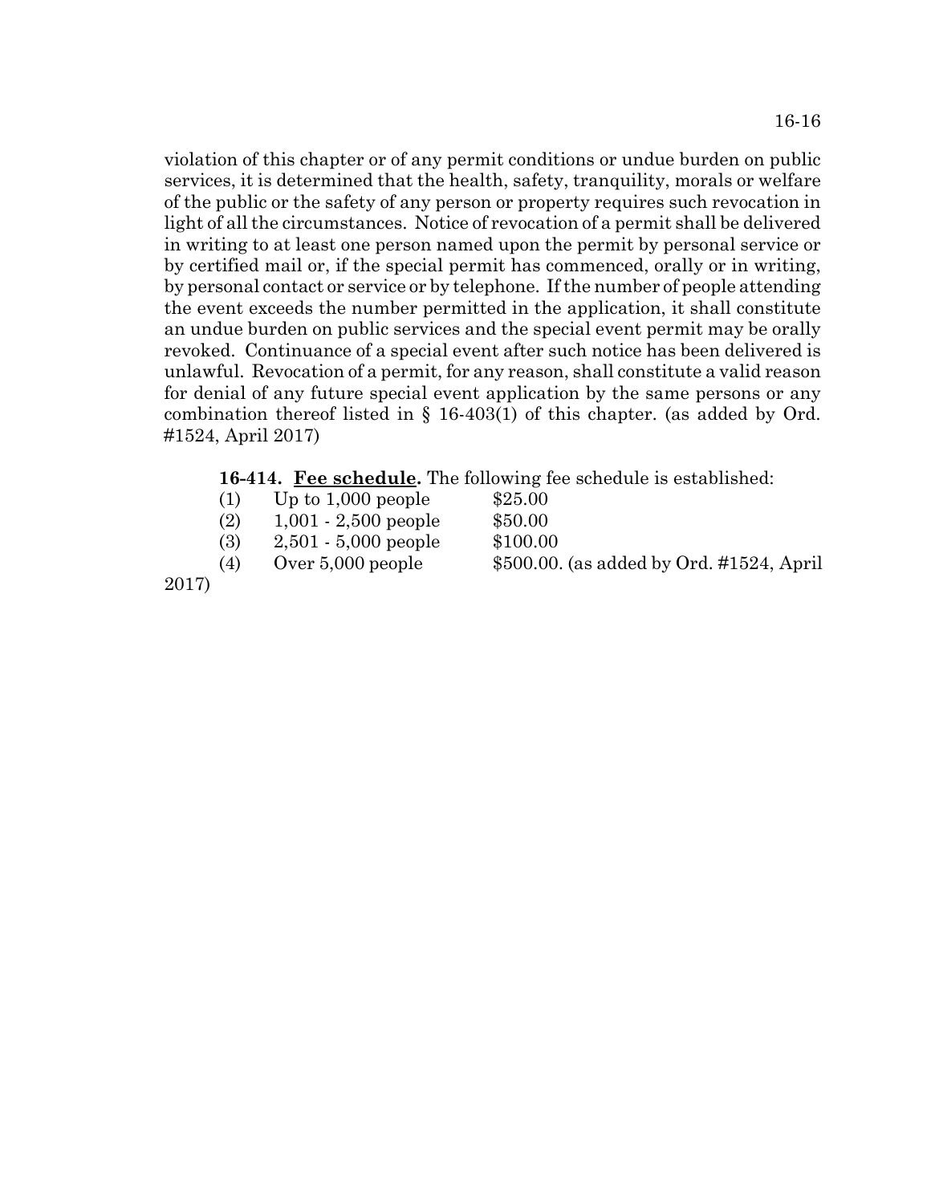violation of this chapter or of any permit conditions or undue burden on public services, it is determined that the health, safety, tranquility, morals or welfare of the public or the safety of any person or property requires such revocation in light of all the circumstances. Notice of revocation of a permit shall be delivered in writing to at least one person named upon the permit by personal service or by certified mail or, if the special permit has commenced, orally or in writing, by personal contact or service or by telephone. If the number of people attending the event exceeds the number permitted in the application, it shall constitute an undue burden on public services and the special event permit may be orally revoked. Continuance of a special event after such notice has been delivered is unlawful. Revocation of a permit, for any reason, shall constitute a valid reason for denial of any future special event application by the same persons or any combination thereof listed in § 16-403(1) of this chapter. (as added by Ord. #1524, April 2017)

**16-414. Fee schedule.** The following fee schedule is established:

| | | |
|---|---|---|
| (1) | Up to 1,000 people | $25.00 |
| (2) | 1,001 - 2,500 people | $50.00 |
| (3) | 2,501 - 5,000 people | $100.00 |
| (4) | Over 5,000 people | $500.00. (as added by Ord. #1524, April 2017) |